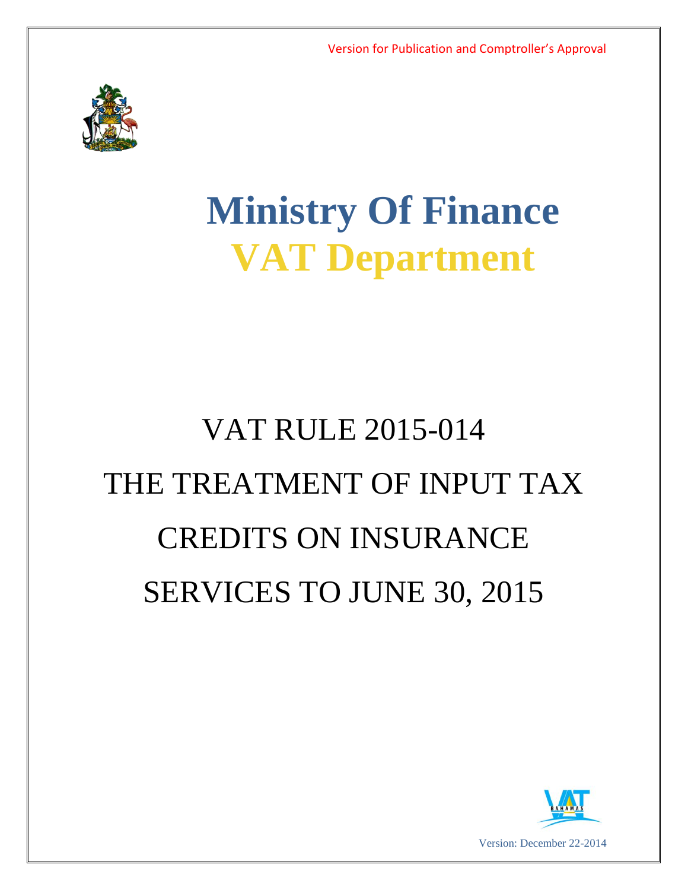Version for Publication and Comptroller's Approval

# Ministry Of Finance

# VAT Department

# VAT RULE 2015-014 THE TREATMENT OF INPUT TAX CREDITS ON INSURANCE SERVICES TO JUNE 30, 2015

Version: December 22-2014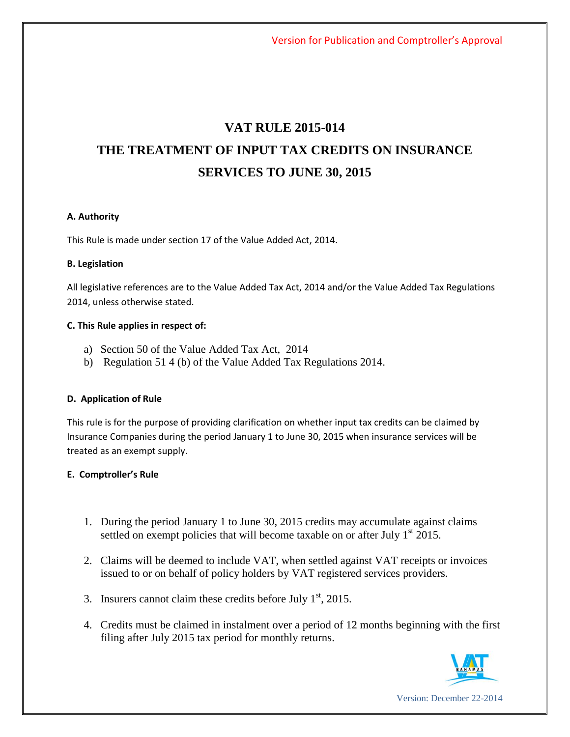Version for Publication and Comptroller's Approval

# VAT RULE 2015-014

# THE TREATMENT OF INPUT TAX CREDITS ON INSURANCE SERVICES TO JUNE 30, 2015

**A. Authority**

This Rule is made under section 17 of the Value Added Act, 2014.

**B. Legislation**

All legislative references are to the Value Added Tax Act, 2014 and/or the Value Added Tax Regulations 2014, unless otherwise stated.

**C. This Rule applies in respect of:**

a) Section 50 of the Value Added Tax Act, 2014
b) Regulation 51 4 (b) of the Value Added Tax Regulations 2014.

**D. Application of Rule**

This rule is for the purpose of providing clarification on whether input tax credits can be claimed by Insurance Companies during the period January 1 to June 30, 2015 when insurance services will be treated as an exempt supply.

**E. Comptroller's Rule**

1. During the period January 1 to June 30, 2015 credits may accumulate against claims settled on exempt policies that will become taxable on or after July 1st 2015.

2. Claims will be deemed to include VAT, when settled against VAT receipts or invoices issued to or on behalf of policy holders by VAT registered services providers.

3. Insurers cannot claim these credits before July 1st, 2015.

4. Credits must be claimed in instalment over a period of 12 months beginning with the first filing after July 2015 tax period for monthly returns.

Version: December 22-2014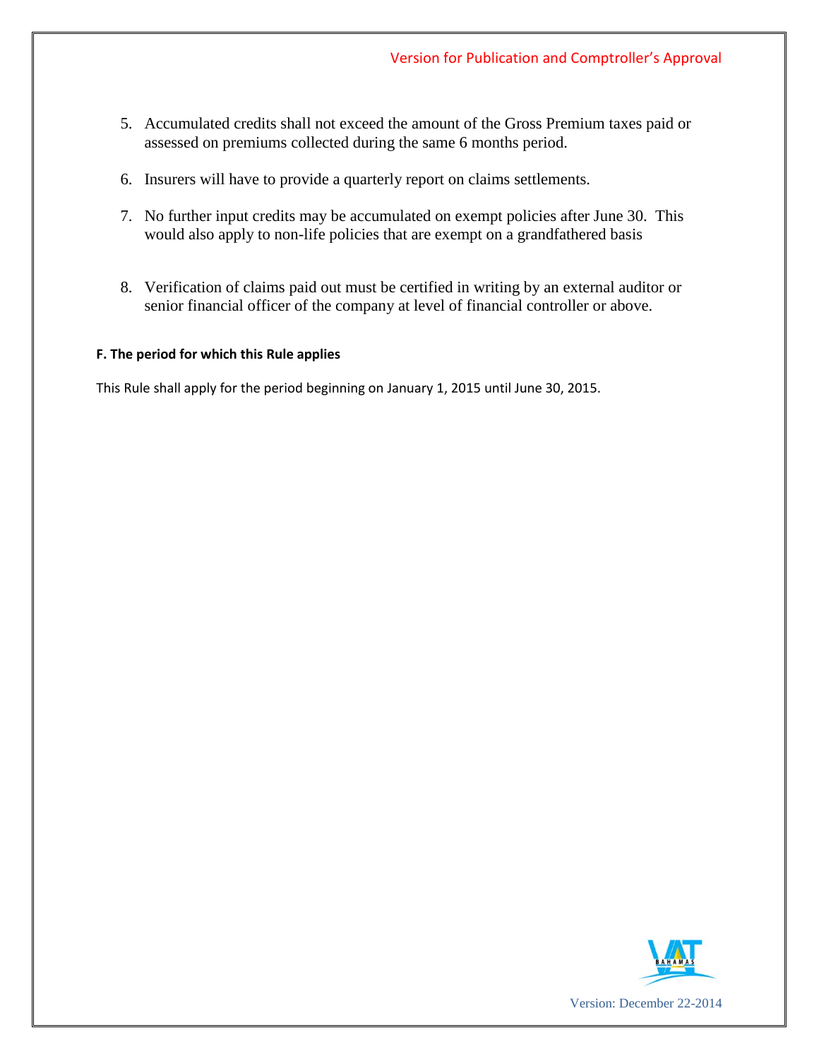5. Accumulated credits shall not exceed the amount of the Gross Premium taxes paid or assessed on premiums collected during the same 6 months period.

6. Insurers will have to provide a quarterly report on claims settlements.

7. No further input credits may be accumulated on exempt policies after June 30. This would also apply to non-life policies that are exempt on a grandfathered basis

8. Verification of claims paid out must be certified in writing by an external auditor or senior financial officer of the company at level of financial controller or above.

**F. The period for which this Rule applies**

This Rule shall apply for the period beginning on January 1, 2015 until June 30, 2015.